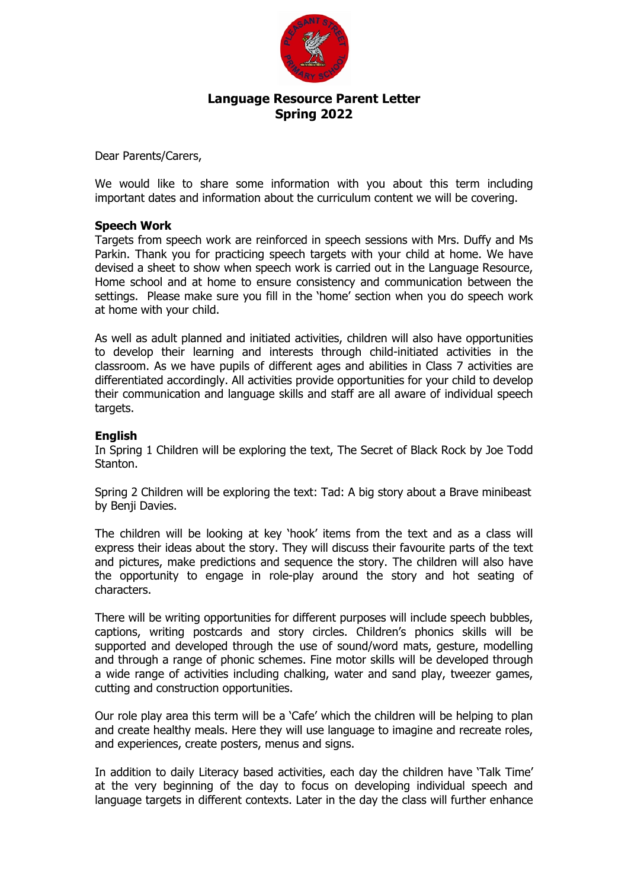# Language Resource Parent Letter
## Spring 2022

Dear Parents/Carers,

We would like to share some information with you about this term including important dates and information about the curriculum content we will be covering.

**Speech Work**

Targets from speech work are reinforced in speech sessions with Mrs. Duffy and Ms Parkin. Thank you for practicing speech targets with your child at home. We have devised a sheet to show when speech work is carried out in the Language Resource, Home school and at home to ensure consistency and communication between the settings. Please make sure you fill in the 'home' section when you do speech work at home with your child.

As well as adult planned and initiated activities, children will also have opportunities to develop their learning and interests through child-initiated activities in the classroom. As we have pupils of different ages and abilities in Class 7 activities are differentiated accordingly. All activities provide opportunities for your child to develop their communication and language skills and staff are all aware of individual speech targets.

**English**

In Spring 1 Children will be exploring the text, The Secret of Black Rock by Joe Todd Stanton.

Spring 2 Children will be exploring the text: Tad: A big story about a Brave minibeast by Benji Davies.

The children will be looking at key 'hook' items from the text and as a class will express their ideas about the story. They will discuss their favourite parts of the text and pictures, make predictions and sequence the story. The children will also have the opportunity to engage in role-play around the story and hot seating of characters.

There will be writing opportunities for different purposes will include speech bubbles, captions, writing postcards and story circles. Children's phonics skills will be supported and developed through the use of sound/word mats, gesture, modelling and through a range of phonic schemes. Fine motor skills will be developed through a wide range of activities including chalking, water and sand play, tweezer games, cutting and construction opportunities.

Our role play area this term will be a 'Cafe' which the children will be helping to plan and create healthy meals. Here they will use language to imagine and recreate roles, and experiences, create posters, menus and signs.

In addition to daily Literacy based activities, each day the children have 'Talk Time' at the very beginning of the day to focus on developing individual speech and language targets in different contexts. Later in the day the class will further enhance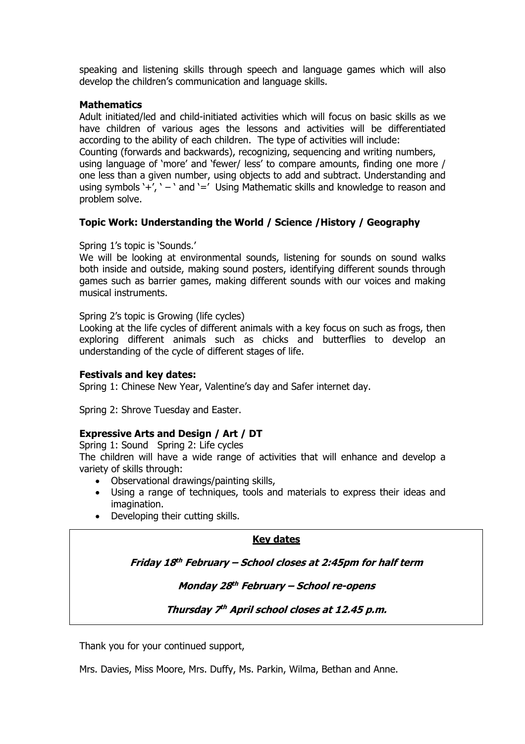speaking and listening skills through speech and language games which will also develop the children's communication and language skills.

**Mathematics**

Adult initiated/led and child-initiated activities which will focus on basic skills as we have children of various ages the lessons and activities will be differentiated according to the ability of each children. The type of activities will include:
Counting (forwards and backwards), recognizing, sequencing and writing numbers, using language of 'more' and 'fewer/ less' to compare amounts, finding one more / one less than a given number, using objects to add and subtract. Understanding and using symbols '+', ' – ' and '=' Using Mathematic skills and knowledge to reason and problem solve.

**Topic Work: Understanding the World / Science /History / Geography**

Spring 1's topic is 'Sounds.'

We will be looking at environmental sounds, listening for sounds on sound walks both inside and outside, making sound posters, identifying different sounds through games such as barrier games, making different sounds with our voices and making musical instruments.

Spring 2's topic is Growing (life cycles)

Looking at the life cycles of different animals with a key focus on such as frogs, then exploring different animals such as chicks and butterflies to develop an understanding of the cycle of different stages of life.

**Festivals and key dates:**

Spring 1: Chinese New Year, Valentine's day and Safer internet day.

Spring 2: Shrove Tuesday and Easter.

**Expressive Arts and Design / Art / DT**

Spring 1: Sound Spring 2: Life cycles

The children will have a wide range of activities that will enhance and develop a variety of skills through:

- Observational drawings/painting skills,
- Using a range of techniques, tools and materials to express their ideas and imagination.
- Developing their cutting skills.

**Key dates**

***Friday 18th February – School closes at 2:45pm for half term***

***Monday 28th February – School re-opens***

***Thursday 7th April school closes at 12.45 p.m.***

Thank you for your continued support,

Mrs. Davies, Miss Moore, Mrs. Duffy, Ms. Parkin, Wilma, Bethan and Anne.